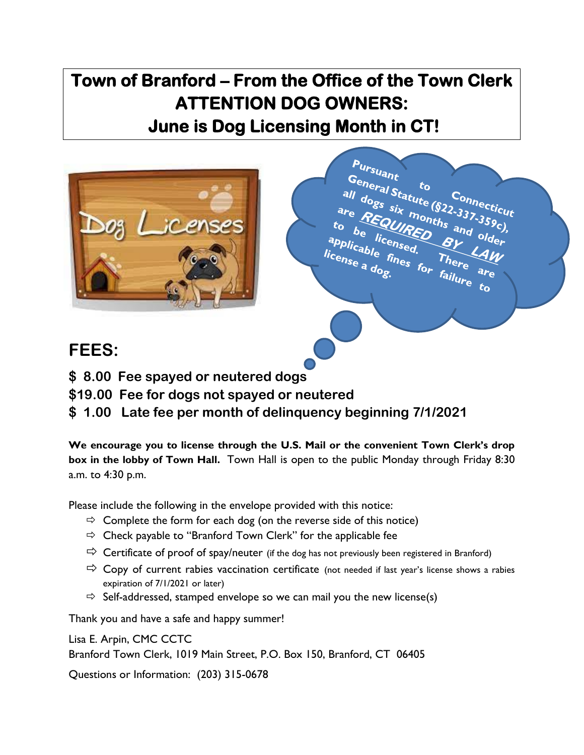# Town of Branford – From the Office of the Town Clerk
# ATTENTION DOG OWNERS:
# June is Dog Licensing Month in CT!

Pursuant to Connecticut General Statute (§22-337-359c), all dogs six months and older are ***REQUIRED BY LAW*** to be licensed. There are applicable fines for failure to license a dog.

## FEES:

**$ 8.00 Fee spayed or neutered dogs**

**$19.00 Fee for dogs not spayed or neutered**

**$ 1.00 Late fee per month of delinquency beginning 7/1/2021**

**We encourage you to license through the U.S. Mail or the convenient Town Clerk's drop box in the lobby of Town Hall.** Town Hall is open to the public Monday through Friday 8:30 a.m. to 4:30 p.m.

Please include the following in the envelope provided with this notice:

- ⇨ Complete the form for each dog (on the reverse side of this notice)
- ⇨ Check payable to "Branford Town Clerk" for the applicable fee
- ⇨ Certificate of proof of spay/neuter (if the dog has not previously been registered in Branford)
- ⇨ Copy of current rabies vaccination certificate (not needed if last year's license shows a rabies expiration of 7/1/2021 or later)
- ⇨ Self-addressed, stamped envelope so we can mail you the new license(s)

Thank you and have a safe and happy summer!

Lisa E. Arpin, CMC CCTC

Branford Town Clerk, 1019 Main Street, P.O. Box 150, Branford, CT 06405

Questions or Information: (203) 315-0678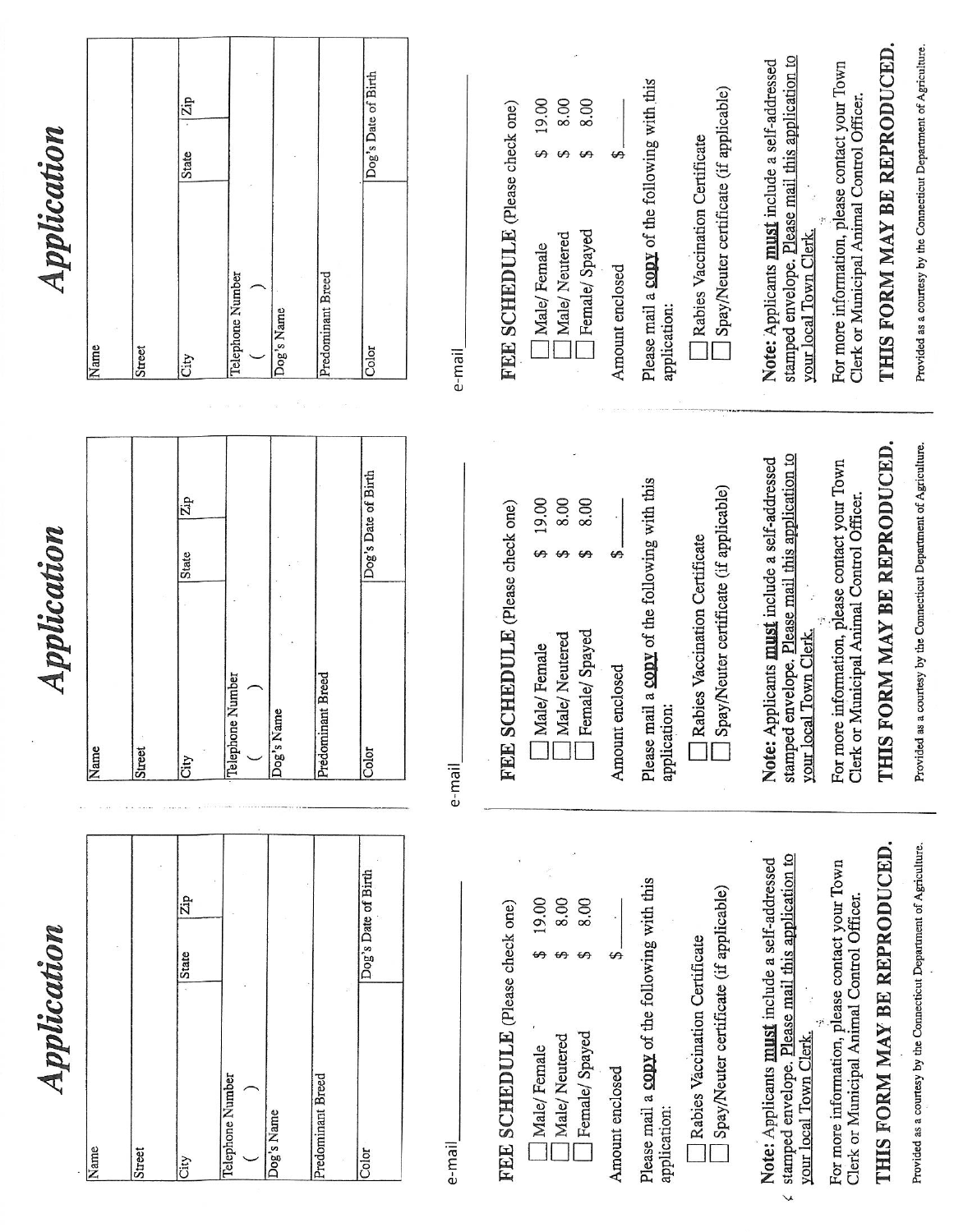# Application

| Name | | |
|---|---|---|
| Street | | |
| City | State | Zip |
| Telephone Number ( ) | | |
| Dog's Name | | |
| Predominant Breed | | |
| Color | Dog's Date of Birth | |

e-mail\_\_\_\_\_\_\_\_\_\_\_\_\_\_\_\_\_\_\_\_

**FEE SCHEDULE** (Please check one)

- ☐ Male/ Female $ 19.00
- ☐ Male/ Neutered $ 8.00
- ☐ Female/ Spayed $ 8.00

Amount enclosed $\_\_\_\_\_

Please mail a **copy** of the following with this application:

- ☐ Rabies Vaccination Certificate
- ☐ Spay/Neuter certificate (if applicable)

**Note:** Applicants **must** include a self-addressed stamped envelope. Please mail this application to your local Town Clerk.

For more information, please contact your Town Clerk or Municipal Animal Control Officer.

**THIS FORM MAY BE REPRODUCED.**

Provided as a courtesy by the Connecticut Department of Agriculture.

# Application

| Name | | |
|---|---|---|
| Street | | |
| City | State | Zip |
| Telephone Number ( ) | | |
| Dog's Name | | |
| Predominant Breed | | |
| Color | Dog's Date of Birth | |

e-mail\_\_\_\_\_\_\_\_\_\_\_\_\_\_\_\_\_\_\_\_

**FEE SCHEDULE** (Please check one)

- ☐ Male/ Female $ 19.00
- ☐ Male/ Neutered $ 8.00
- ☐ Female/ Spayed $ 8.00

Amount enclosed $\_\_\_\_\_

Please mail a **copy** of the following with this application:

- ☐ Rabies Vaccination Certificate
- ☐ Spay/Neuter certificate (if applicable)

**Note:** Applicants **must** include a self-addressed stamped envelope. Please mail this application to your local Town Clerk.

For more information, please contact your Town Clerk or Municipal Animal Control Officer.

**THIS FORM MAY BE REPRODUCED.**

Provided as a courtesy by the Connecticut Department of Agriculture.

# Application

| Name | | |
|---|---|---|
| Street | | |
| City | State | Zip |
| Telephone Number ( ) | | |
| Dog's Name | | |
| Predominant Breed | | |
| Color | Dog's Date of Birth | |

e-mail\_\_\_\_\_\_\_\_\_\_\_\_\_\_\_\_\_\_\_\_

**FEE SCHEDULE** (Please check one)

- ☐ Male/ Female $ 19.00
- ☐ Male/ Neutered $ 8.00
- ☐ Female/ Spayed $ 8.00

Amount enclosed $\_\_\_\_\_

Please mail a **copy** of the following with this application:

- ☐ Rabies Vaccination Certificate
- ☐ Spay/Neuter certificate (if applicable)

**Note:** Applicants **must** include a self-addressed stamped envelope. Please mail this application to your local Town Clerk.

For more information, please contact your Town Clerk or Municipal Animal Control Officer.

**THIS FORM MAY BE REPRODUCED.**

Provided as a courtesy by the Connecticut Department of Agriculture.